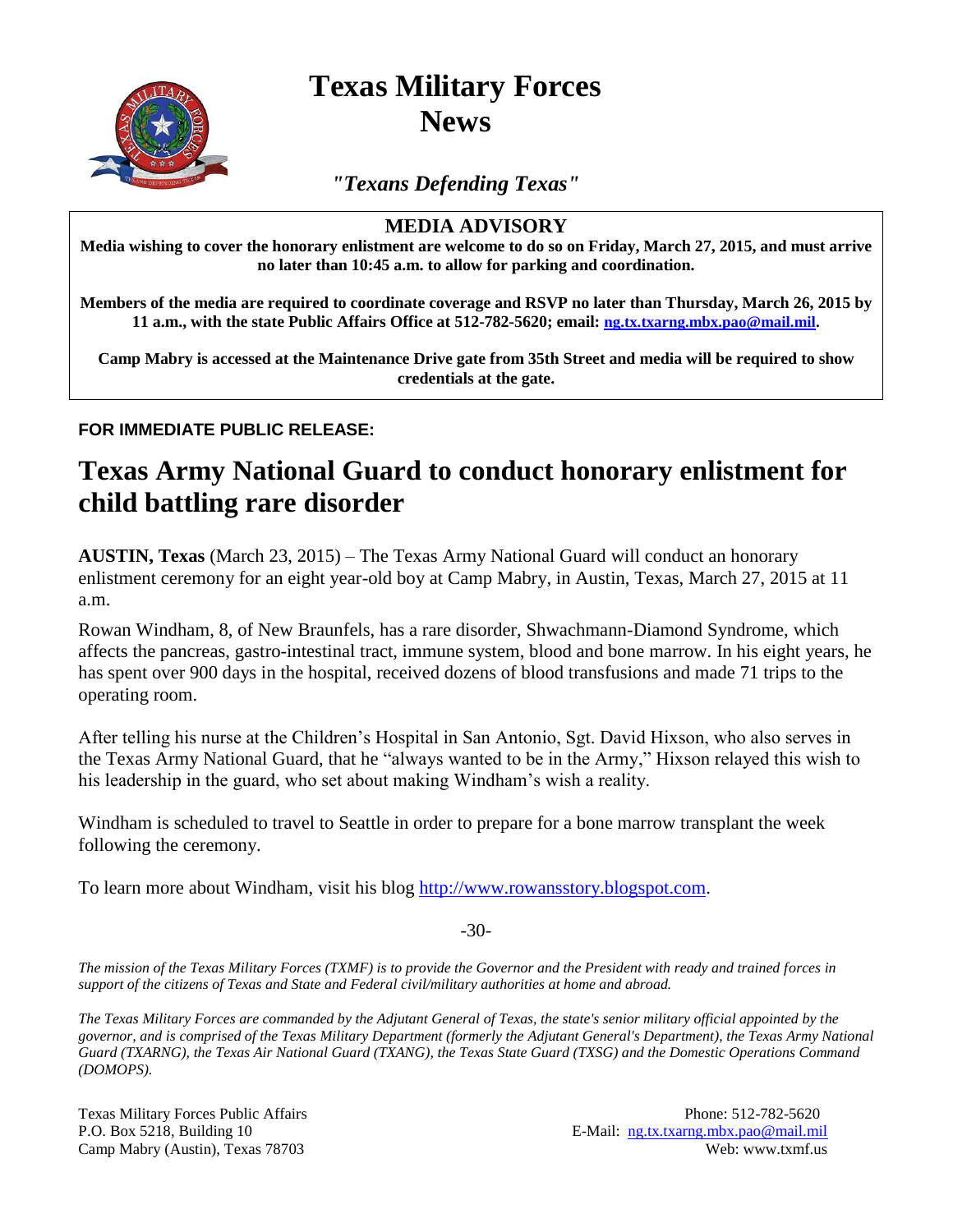# Texas Military Forces News

*"Texans Defending Texas"*

**MEDIA ADVISORY**

**Media wishing to cover the honorary enlistment are welcome to do so on Friday, March 27, 2015, and must arrive no later than 10:45 a.m. to allow for parking and coordination.**

**Members of the media are required to coordinate coverage and RSVP no later than Thursday, March 26, 2015 by 11 a.m., with the state Public Affairs Office at 512-782-5620; email: ng.tx.txarng.mbx.pao@mail.mil.**

**Camp Mabry is accessed at the Maintenance Drive gate from 35th Street and media will be required to show credentials at the gate.**

**FOR IMMEDIATE PUBLIC RELEASE:**

## Texas Army National Guard to conduct honorary enlistment for child battling rare disorder

**AUSTIN, Texas** (March 23, 2015) – The Texas Army National Guard will conduct an honorary enlistment ceremony for an eight year-old boy at Camp Mabry, in Austin, Texas, March 27, 2015 at 11 a.m.

Rowan Windham, 8, of New Braunfels, has a rare disorder, Shwachmann-Diamond Syndrome, which affects the pancreas, gastro-intestinal tract, immune system, blood and bone marrow. In his eight years, he has spent over 900 days in the hospital, received dozens of blood transfusions and made 71 trips to the operating room.

After telling his nurse at the Children's Hospital in San Antonio, Sgt. David Hixson, who also serves in the Texas Army National Guard, that he "always wanted to be in the Army," Hixson relayed this wish to his leadership in the guard, who set about making Windham's wish a reality.

Windham is scheduled to travel to Seattle in order to prepare for a bone marrow transplant the week following the ceremony.

To learn more about Windham, visit his blog http://www.rowansstory.blogspot.com.

-30-

*The mission of the Texas Military Forces (TXMF) is to provide the Governor and the President with ready and trained forces in support of the citizens of Texas and State and Federal civil/military authorities at home and abroad.*

*The Texas Military Forces are commanded by the Adjutant General of Texas, the state's senior military official appointed by the governor, and is comprised of the Texas Military Department (formerly the Adjutant General's Department), the Texas Army National Guard (TXARNG), the Texas Air National Guard (TXANG), the Texas State Guard (TXSG) and the Domestic Operations Command (DOMOPS).*

Texas Military Forces Public Affairs
P.O. Box 5218, Building 10
Camp Mabry (Austin), Texas 78703

Phone: 512-782-5620
E-Mail: ng.tx.txarng.mbx.pao@mail.mil
Web: www.txmf.us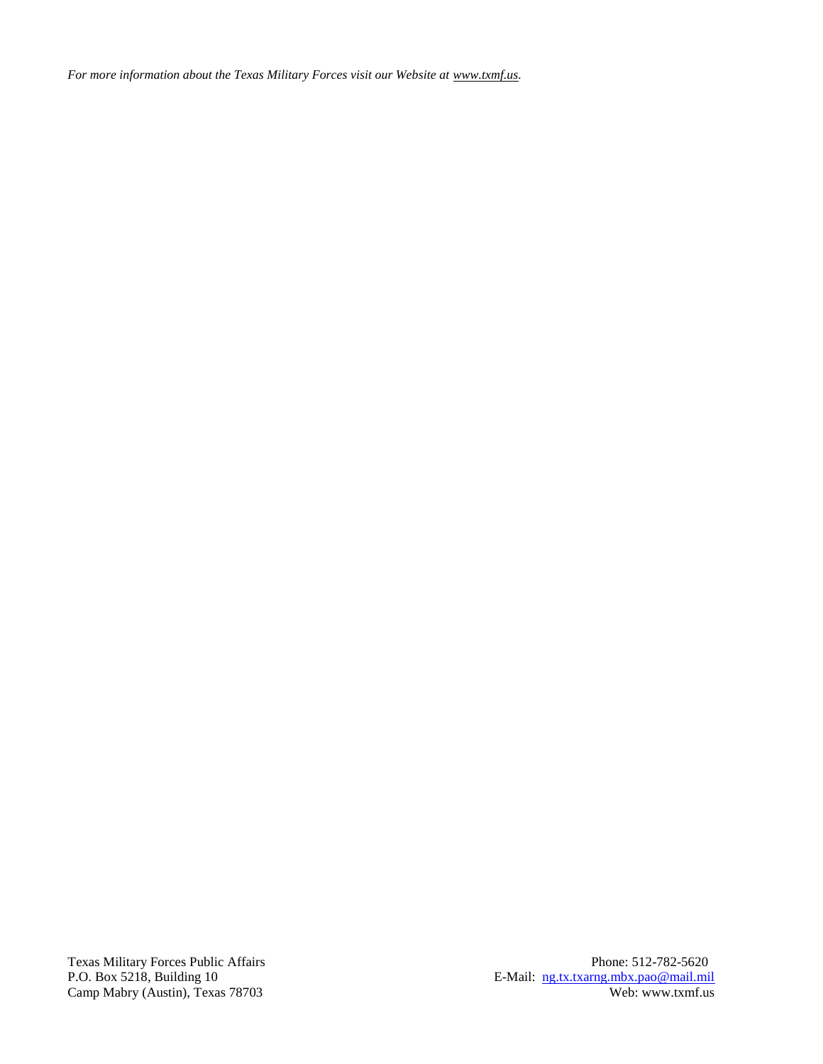*For more information about the Texas Military Forces visit our Website at www.txmf.us.*